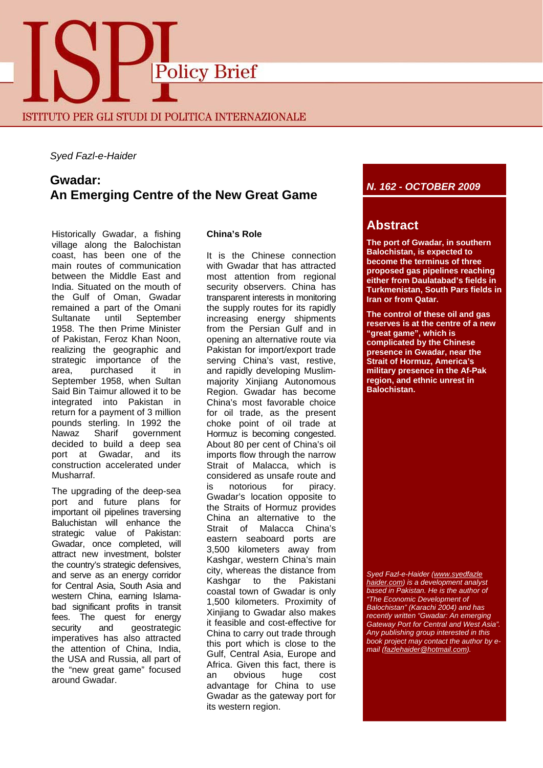ISPI Policy Brief

ISTITUTO PER GLI STUDI DI POLITICA INTERNAZIONALE

*Syed Fazl-e-Haider*

# Gwadar: An Emerging Centre of the New Great Game

*N. 162 - OCTOBER 2009*

## Abstract

**The port of Gwadar, in southern Balochistan, is expected to become the terminus of three proposed gas pipelines reaching either from Daulatabad's fields in Turkmenistan, South Pars fields in Iran or from Qatar.**

**The control of these oil and gas reserves is at the centre of a new "great game", which is complicated by the Chinese presence in Gwadar, near the Strait of Hormuz, America's military presence in the Af-Pak region, and ethnic unrest in Balochistan.**

Historically Gwadar, a fishing village along the Balochistan coast, has been one of the main routes of communication between the Middle East and India. Situated on the mouth of the Gulf of Oman, Gwadar remained a part of the Omani Sultanate until September 1958. The then Prime Minister of Pakistan, Feroz Khan Noon, realizing the geographic and strategic importance of the area, purchased it in September 1958, when Sultan Said Bin Taimur allowed it to be integrated into Pakistan in return for a payment of 3 million pounds sterling. In 1992 the Nawaz Sharif government decided to build a deep sea port at Gwadar, and its construction accelerated under Musharraf.

The upgrading of the deep-sea port and future plans for important oil pipelines traversing Baluchistan will enhance the strategic value of Pakistan: Gwadar, once completed, will attract new investment, bolster the country's strategic defensives, and serve as an energy corridor for Central Asia, South Asia and western China, earning Islamabad significant profits in transit fees. The quest for energy security and geostrategic imperatives has also attracted the attention of China, India, the USA and Russia, all part of the "new great game" focused around Gwadar.

### China's Role

It is the Chinese connection with Gwadar that has attracted most attention from regional security observers. China has transparent interests in monitoring the supply routes for its rapidly increasing energy shipments from the Persian Gulf and in opening an alternative route via Pakistan for import/export trade serving China's vast, restive, and rapidly developing Muslim-majority Xinjiang Autonomous Region. Gwadar has become China's most favorable choice for oil trade, as the present choke point of oil trade at Hormuz is becoming congested. About 80 per cent of China's oil imports flow through the narrow Strait of Malacca, which is considered as unsafe route and is notorious for piracy. Gwadar's location opposite to the Straits of Hormuz provides China an alternative to the Strait of Malacca China's eastern seaboard ports are 3,500 kilometers away from Kashgar, western China's main city, whereas the distance from Kashgar to the Pakistani coastal town of Gwadar is only 1,500 kilometers. Proximity of Xinjiang to Gwadar also makes it feasible and cost-effective for China to carry out trade through this port which is close to the Gulf, Central Asia, Europe and Africa. Given this fact, there is an obvious huge cost advantage for China to use Gwadar as the gateway port for its western region.

*Syed Fazl-e-Haider (www.syedfazlehaider.com) is a development analyst based in Pakistan. He is the author of "The Economic Development of Balochistan" (Karachi 2004) and has recently written "Gwadar: An emerging Gateway Port for Central and West Asia". Any publishing group interested in this book project may contact the author by e-mail (fazlehaider@hotmail.com).*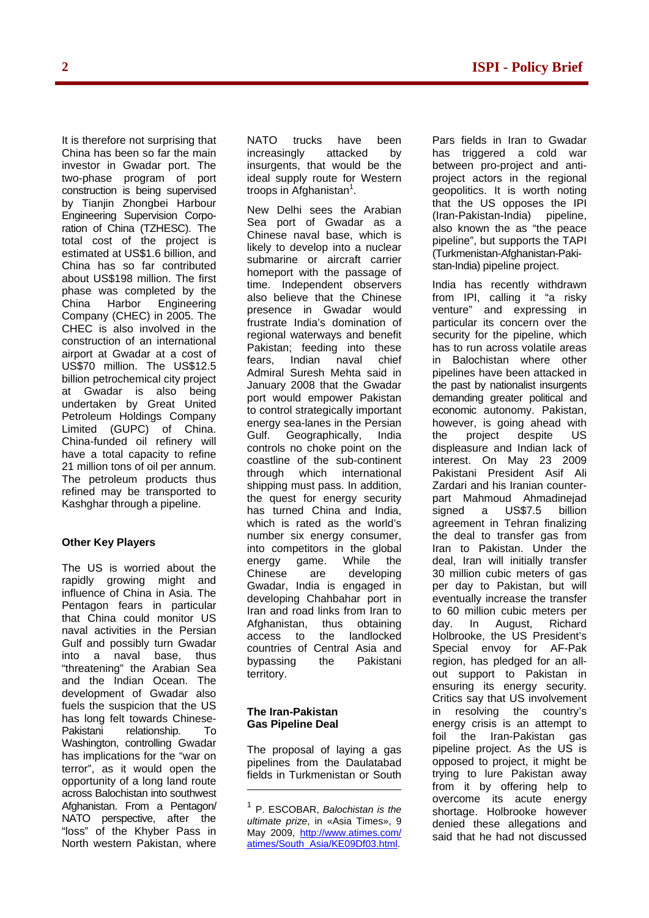It is therefore not surprising that China has been so far the main investor in Gwadar port. The two-phase program of port construction is being supervised by Tianjin Zhongbei Harbour Engineering Supervision Corporation of China (TZHESC). The total cost of the project is estimated at US$1.6 billion, and China has so far contributed about US$198 million. The first phase was completed by the China Harbor Engineering Company (CHEC) in 2005. The CHEC is also involved in the construction of an international airport at Gwadar at a cost of US$70 million. The US$12.5 billion petrochemical city project at Gwadar is also being undertaken by Great United Petroleum Holdings Company Limited (GUPC) of China. China-funded oil refinery will have a total capacity to refine 21 million tons of oil per annum. The petroleum products thus refined may be transported to Kashghar through a pipeline.

### Other Key Players

The US is worried about the rapidly growing might and influence of China in Asia. The Pentagon fears in particular that China could monitor US naval activities in the Persian Gulf and possibly turn Gwadar into a naval base, thus "threatening" the Arabian Sea and the Indian Ocean. The development of Gwadar also fuels the suspicion that the US has long felt towards Chinese-Pakistani relationship. To Washington, controlling Gwadar has implications for the "war on terror", as it would open the opportunity of a long land route across Balochistan into southwest Afghanistan. From a Pentagon/NATO perspective, after the "loss" of the Khyber Pass in North western Pakistan, where NATO trucks have been increasingly attacked by insurgents, that would be the ideal supply route for Western troops in Afghanistan[1].

New Delhi sees the Arabian Sea port of Gwadar as a Chinese naval base, which is likely to develop into a nuclear submarine or aircraft carrier homeport with the passage of time. Independent observers also believe that the Chinese presence in Gwadar would frustrate India's domination of regional waterways and benefit Pakistan; feeding into these fears, Indian naval chief Admiral Suresh Mehta said in January 2008 that the Gwadar port would empower Pakistan to control strategically important energy sea-lanes in the Persian Gulf. Geographically, India controls no choke point on the coastline of the sub-continent through which international shipping must pass. In addition, the quest for energy security has turned China and India, which is rated as the world's number six energy consumer, into competitors in the global energy game. While the Chinese are developing Gwadar, India is engaged in developing Chahbahar port in Iran and road links from Iran to Afghanistan, thus obtaining access to the landlocked countries of Central Asia and bypassing the Pakistani territory.

### The Iran-Pakistan Gas Pipeline Deal

The proposal of laying a gas pipelines from the Daulatabad fields in Turkmenistan or South Pars fields in Iran to Gwadar has triggered a cold war between pro-project and anti-project actors in the regional geopolitics. It is worth noting that the US opposes the IPI (Iran-Pakistan-India) pipeline, also known the as "the peace pipeline", but supports the TAPI (Turkmenistan-Afghanistan-Pakistan-India) pipeline project.

India has recently withdrawn from IPI, calling it "a risky venture" and expressing in particular its concern over the security for the pipeline, which has to run across volatile areas in Balochistan where other pipelines have been attacked in the past by nationalist insurgents demanding greater political and economic autonomy. Pakistan, however, is going ahead with the project despite US displeasure and Indian lack of interest. On May 23 2009 Pakistani President Asif Ali Zardari and his Iranian counterpart Mahmoud Ahmadinejad signed a US$7.5 billion agreement in Tehran finalizing the deal to transfer gas from Iran to Pakistan. Under the deal, Iran will initially transfer 30 million cubic meters of gas per day to Pakistan, but will eventually increase the transfer to 60 million cubic meters per day. In August, Richard Holbrooke, the US President's Special envoy for AF-Pak region, has pledged for an all-out support to Pakistan in ensuring its energy security. Critics say that US involvement in resolving the country's energy crisis is an attempt to foil the Iran-Pakistan gas pipeline project. As the US is opposed to project, it might be trying to lure Pakistan away from it by offering help to overcome its acute energy shortage. Holbrooke however denied these allegations and said that he had not discussed

---

[1] P. ESCOBAR, *Balochistan is the ultimate prize*, in «Asia Times», 9 May 2009, http://www.atimes.com/atimes/South_Asia/KE09Df03.html.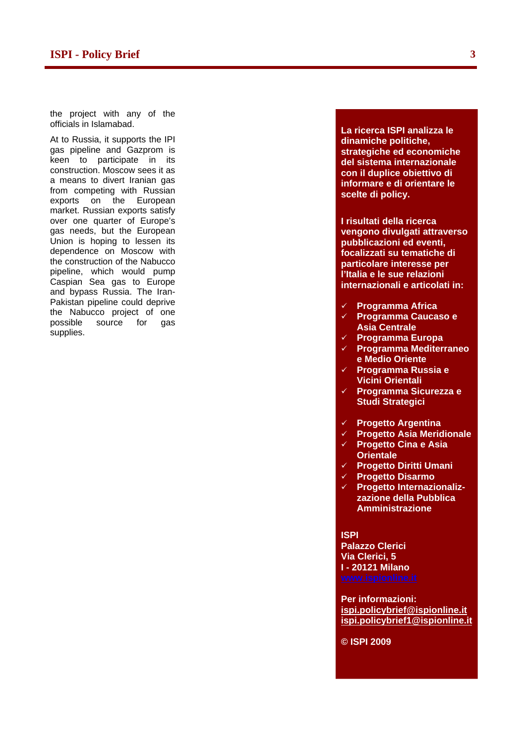the project with any of the officials in Islamabad.

At to Russia, it supports the IPI gas pipeline and Gazprom is keen to participate in its construction. Moscow sees it as a means to divert Iranian gas from competing with Russian exports on the European market. Russian exports satisfy over one quarter of Europe's gas needs, but the European Union is hoping to lessen its dependence on Moscow with the construction of the Nabucco pipeline, which would pump Caspian Sea gas to Europe and bypass Russia. The Iran-Pakistan pipeline could deprive the Nabucco project of one possible source for gas supplies.

**La ricerca ISPI analizza le dinamiche politiche, strategiche ed economiche del sistema internazionale con il duplice obiettivo di informare e di orientare le scelte di policy.**

**I risultati della ricerca vengono divulgati attraverso pubblicazioni ed eventi, focalizzati su tematiche di particolare interesse per l'Italia e le sue relazioni internazionali e articolati in:**

- ✓ **Programma Africa**
- ✓ **Programma Caucaso e Asia Centrale**
- ✓ **Programma Europa**
- ✓ **Programma Mediterraneo e Medio Oriente**
- ✓ **Programma Russia e Vicini Orientali**
- ✓ **Programma Sicurezza e Studi Strategici**

- ✓ **Progetto Argentina**
- ✓ **Progetto Asia Meridionale**
- ✓ **Progetto Cina e Asia Orientale**
- ✓ **Progetto Diritti Umani**
- ✓ **Progetto Disarmo**
- ✓ **Progetto Internazionalizzazione della Pubblica Amministrazione**

**ISPI**
**Palazzo Clerici**
**Via Clerici, 5**
**I - 20121 Milano**
**www.ispionline.it**

**Per informazioni:**
**ispi.policybrief@ispionline.it**
**ispi.policybrief1@ispionline.it**

**© ISPI 2009**